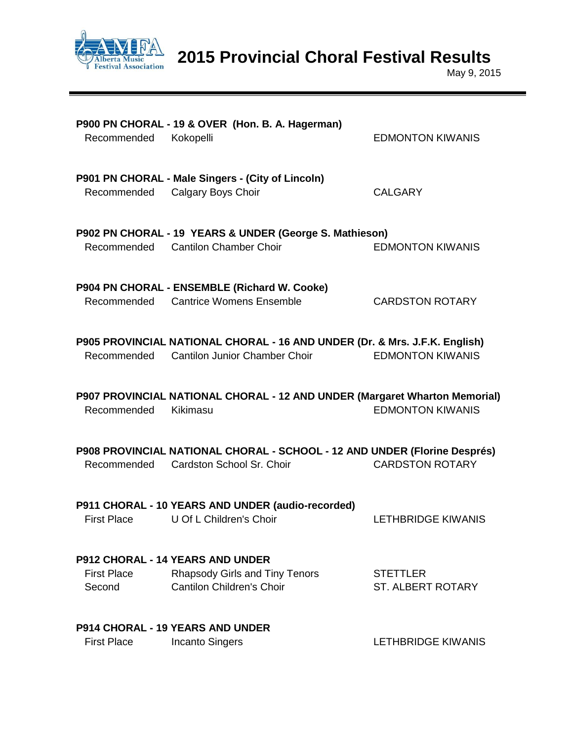# 2015 Provincial Choral Festival Results

May 9, 2015

### P900 PN CHORAL - 19 & OVER (Hon. B. A. Hagerman)

| | | |
|---|---|---|
| Recommended | Kokopelli | EDMONTON KIWANIS |

### P901 PN CHORAL - Male Singers - (City of Lincoln)

| | | |
|---|---|---|
| Recommended | Calgary Boys Choir | CALGARY |

### P902 PN CHORAL - 19 YEARS & UNDER (George S. Mathieson)

| | | |
|---|---|---|
| Recommended | Cantilon Chamber Choir | EDMONTON KIWANIS |

### P904 PN CHORAL - ENSEMBLE (Richard W. Cooke)

| | | |
|---|---|---|
| Recommended | Cantrice Womens Ensemble | CARDSTON ROTARY |

### P905 PROVINCIAL NATIONAL CHORAL - 16 AND UNDER (Dr. & Mrs. J.F.K. English)

| | | |
|---|---|---|
| Recommended | Cantilon Junior Chamber Choir | EDMONTON KIWANIS |

### P907 PROVINCIAL NATIONAL CHORAL - 12 AND UNDER (Margaret Wharton Memorial)

| | | |
|---|---|---|
| Recommended | Kikimasu | EDMONTON KIWANIS |

### P908 PROVINCIAL NATIONAL CHORAL - SCHOOL - 12 AND UNDER (Florine Després)

| | | |
|---|---|---|
| Recommended | Cardston School Sr. Choir | CARDSTON ROTARY |

### P911 CHORAL - 10 YEARS AND UNDER (audio-recorded)

| | | |
|---|---|---|
| First Place | U Of L Children's Choir | LETHBRIDGE KIWANIS |

### P912 CHORAL - 14 YEARS AND UNDER

| | | |
|---|---|---|
| First Place | Rhapsody Girls and Tiny Tenors | STETTLER |
| Second | Cantilon Children's Choir | ST. ALBERT ROTARY |

### P914 CHORAL - 19 YEARS AND UNDER

| | | |
|---|---|---|
| First Place | Incanto Singers | LETHBRIDGE KIWANIS |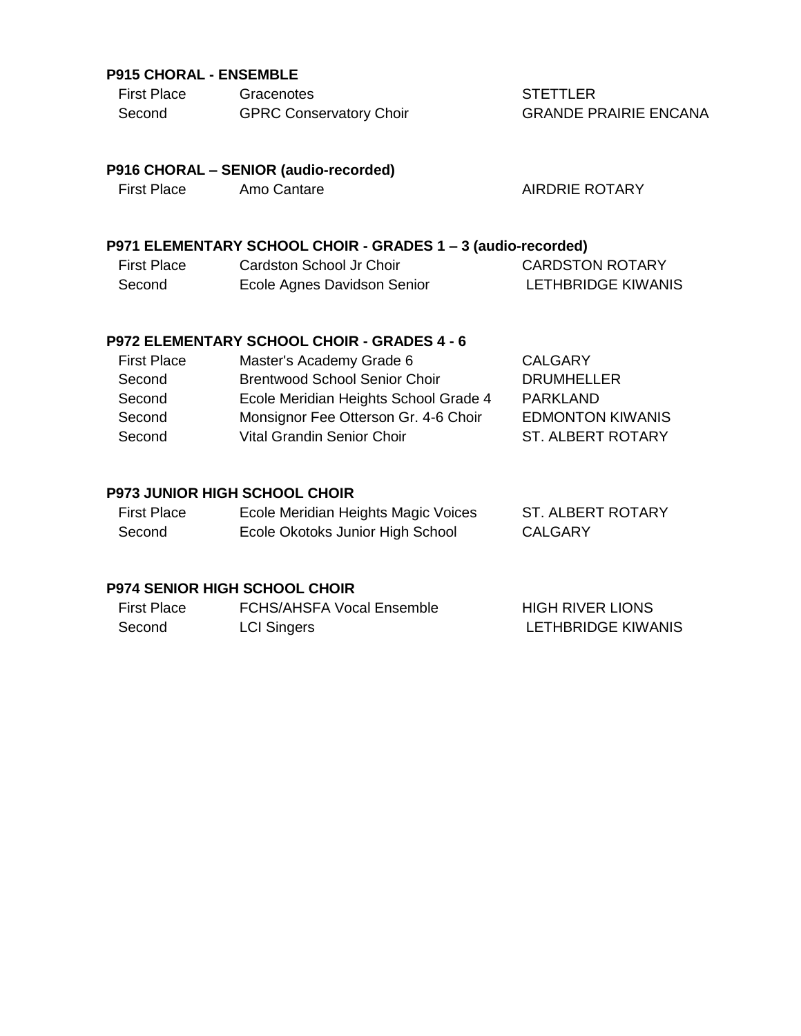**P915 CHORAL - ENSEMBLE**

| | | |
|---|---|---|
| First Place | Gracenotes | STETTLER |
| Second | GPRC Conservatory Choir | GRANDE PRAIRIE ENCANA |

**P916 CHORAL – SENIOR (audio-recorded)**

| | | |
|---|---|---|
| First Place | Amo Cantare | AIRDRIE ROTARY |

**P971 ELEMENTARY SCHOOL CHOIR - GRADES 1 – 3 (audio-recorded)**

| | | |
|---|---|---|
| First Place | Cardston School Jr Choir | CARDSTON ROTARY |
| Second | Ecole Agnes Davidson Senior | LETHBRIDGE KIWANIS |

**P972 ELEMENTARY SCHOOL CHOIR - GRADES 4 - 6**

| | | |
|---|---|---|
| First Place | Master's Academy Grade 6 | CALGARY |
| Second | Brentwood School Senior Choir | DRUMHELLER |
| Second | Ecole Meridian Heights School Grade 4 | PARKLAND |
| Second | Monsignor Fee Otterson Gr. 4-6 Choir | EDMONTON KIWANIS |
| Second | Vital Grandin Senior Choir | ST. ALBERT ROTARY |

**P973 JUNIOR HIGH SCHOOL CHOIR**

| | | |
|---|---|---|
| First Place | Ecole Meridian Heights Magic Voices | ST. ALBERT ROTARY |
| Second | Ecole Okotoks Junior High School | CALGARY |

**P974 SENIOR HIGH SCHOOL CHOIR**

| | | |
|---|---|---|
| First Place | FCHS/AHSFA Vocal Ensemble | HIGH RIVER LIONS |
| Second | LCI Singers | LETHBRIDGE KIWANIS |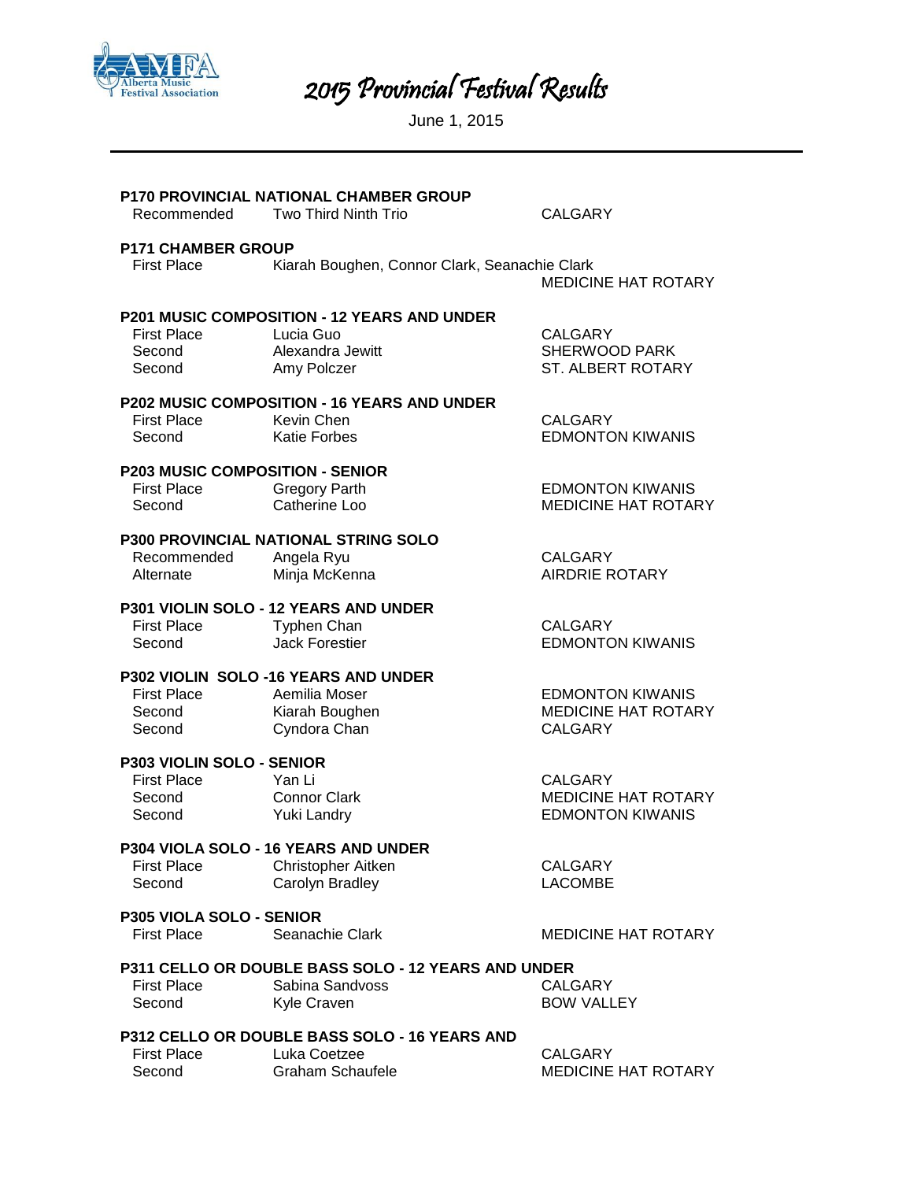# 2015 Provincial Festival Results

June 1, 2015

---

**P170 PROVINCIAL NATIONAL CHAMBER GROUP**

| | | |
|---|---|---|
| Recommended | Two Third Ninth Trio | CALGARY |

**P171 CHAMBER GROUP**

| | | |
|---|---|---|
| First Place | Kiarah Boughen, Connor Clark, Seanachie Clark | MEDICINE HAT ROTARY |

**P201 MUSIC COMPOSITION - 12 YEARS AND UNDER**

| | | |
|---|---|---|
| First Place | Lucia Guo | CALGARY |
| Second | Alexandra Jewitt | SHERWOOD PARK |
| Second | Amy Polczer | ST. ALBERT ROTARY |

**P202 MUSIC COMPOSITION - 16 YEARS AND UNDER**

| | | |
|---|---|---|
| First Place | Kevin Chen | CALGARY |
| Second | Katie Forbes | EDMONTON KIWANIS |

**P203 MUSIC COMPOSITION - SENIOR**

| | | |
|---|---|---|
| First Place | Gregory Parth | EDMONTON KIWANIS |
| Second | Catherine Loo | MEDICINE HAT ROTARY |

**P300 PROVINCIAL NATIONAL STRING SOLO**

| | | |
|---|---|---|
| Recommended | Angela Ryu | CALGARY |
| Alternate | Minja McKenna | AIRDRIE ROTARY |

**P301 VIOLIN SOLO - 12 YEARS AND UNDER**

| | | |
|---|---|---|
| First Place | Typhen Chan | CALGARY |
| Second | Jack Forestier | EDMONTON KIWANIS |

**P302 VIOLIN SOLO -16 YEARS AND UNDER**

| | | |
|---|---|---|
| First Place | Aemilia Moser | EDMONTON KIWANIS |
| Second | Kiarah Boughen | MEDICINE HAT ROTARY |
| Second | Cyndora Chan | CALGARY |

**P303 VIOLIN SOLO - SENIOR**

| | | |
|---|---|---|
| First Place | Yan Li | CALGARY |
| Second | Connor Clark | MEDICINE HAT ROTARY |
| Second | Yuki Landry | EDMONTON KIWANIS |

**P304 VIOLA SOLO - 16 YEARS AND UNDER**

| | | |
|---|---|---|
| First Place | Christopher Aitken | CALGARY |
| Second | Carolyn Bradley | LACOMBE |

**P305 VIOLA SOLO - SENIOR**

| | | |
|---|---|---|
| First Place | Seanachie Clark | MEDICINE HAT ROTARY |

**P311 CELLO OR DOUBLE BASS SOLO - 12 YEARS AND UNDER**

| | | |
|---|---|---|
| First Place | Sabina Sandvoss | CALGARY |
| Second | Kyle Craven | BOW VALLEY |

**P312 CELLO OR DOUBLE BASS SOLO - 16 YEARS AND**

| | | |
|---|---|---|
| First Place | Luka Coetzee | CALGARY |
| Second | Graham Schaufele | MEDICINE HAT ROTARY |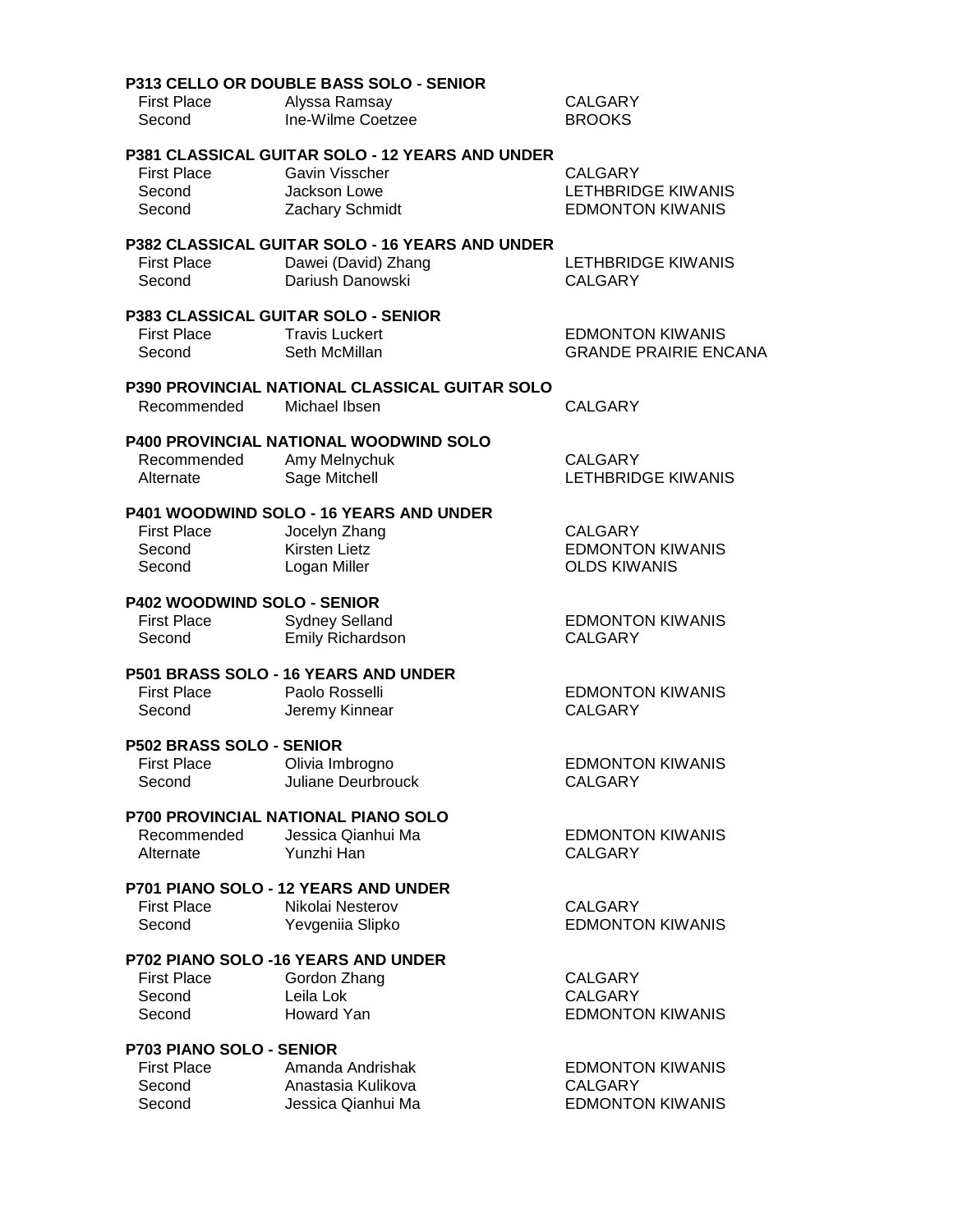**P313 CELLO OR DOUBLE BASS SOLO - SENIOR**

| | | |
|---|---|---|
| First Place | Alyssa Ramsay | CALGARY |
| Second | Ine-Wilme Coetzee | BROOKS |

**P381 CLASSICAL GUITAR SOLO - 12 YEARS AND UNDER**

| | | |
|---|---|---|
| First Place | Gavin Visscher | CALGARY |
| Second | Jackson Lowe | LETHBRIDGE KIWANIS |
| Second | Zachary Schmidt | EDMONTON KIWANIS |

**P382 CLASSICAL GUITAR SOLO - 16 YEARS AND UNDER**

| | | |
|---|---|---|
| First Place | Dawei (David) Zhang | LETHBRIDGE KIWANIS |
| Second | Dariush Danowski | CALGARY |

**P383 CLASSICAL GUITAR SOLO - SENIOR**

| | | |
|---|---|---|
| First Place | Travis Luckert | EDMONTON KIWANIS |
| Second | Seth McMillan | GRANDE PRAIRIE ENCANA |

**P390 PROVINCIAL NATIONAL CLASSICAL GUITAR SOLO**

| | | |
|---|---|---|
| Recommended | Michael Ibsen | CALGARY |

**P400 PROVINCIAL NATIONAL WOODWIND SOLO**

| | | |
|---|---|---|
| Recommended | Amy Melnychuk | CALGARY |
| Alternate | Sage Mitchell | LETHBRIDGE KIWANIS |

**P401 WOODWIND SOLO - 16 YEARS AND UNDER**

| | | |
|---|---|---|
| First Place | Jocelyn Zhang | CALGARY |
| Second | Kirsten Lietz | EDMONTON KIWANIS |
| Second | Logan Miller | OLDS KIWANIS |

**P402 WOODWIND SOLO - SENIOR**

| | | |
|---|---|---|
| First Place | Sydney Selland | EDMONTON KIWANIS |
| Second | Emily Richardson | CALGARY |

**P501 BRASS SOLO - 16 YEARS AND UNDER**

| | | |
|---|---|---|
| First Place | Paolo Rosselli | EDMONTON KIWANIS |
| Second | Jeremy Kinnear | CALGARY |

**P502 BRASS SOLO - SENIOR**

| | | |
|---|---|---|
| First Place | Olivia Imbrogno | EDMONTON KIWANIS |
| Second | Juliane Deurbrouck | CALGARY |

**P700 PROVINCIAL NATIONAL PIANO SOLO**

| | | |
|---|---|---|
| Recommended | Jessica Qianhui Ma | EDMONTON KIWANIS |
| Alternate | Yunzhi Han | CALGARY |

**P701 PIANO SOLO - 12 YEARS AND UNDER**

| | | |
|---|---|---|
| First Place | Nikolai Nesterov | CALGARY |
| Second | Yevgeniia Slipko | EDMONTON KIWANIS |

**P702 PIANO SOLO -16 YEARS AND UNDER**

| | | |
|---|---|---|
| First Place | Gordon Zhang | CALGARY |
| Second | Leila Lok | CALGARY |
| Second | Howard Yan | EDMONTON KIWANIS |

**P703 PIANO SOLO - SENIOR**

| | | |
|---|---|---|
| First Place | Amanda Andrishak | EDMONTON KIWANIS |
| Second | Anastasia Kulikova | CALGARY |
| Second | Jessica Qianhui Ma | EDMONTON KIWANIS |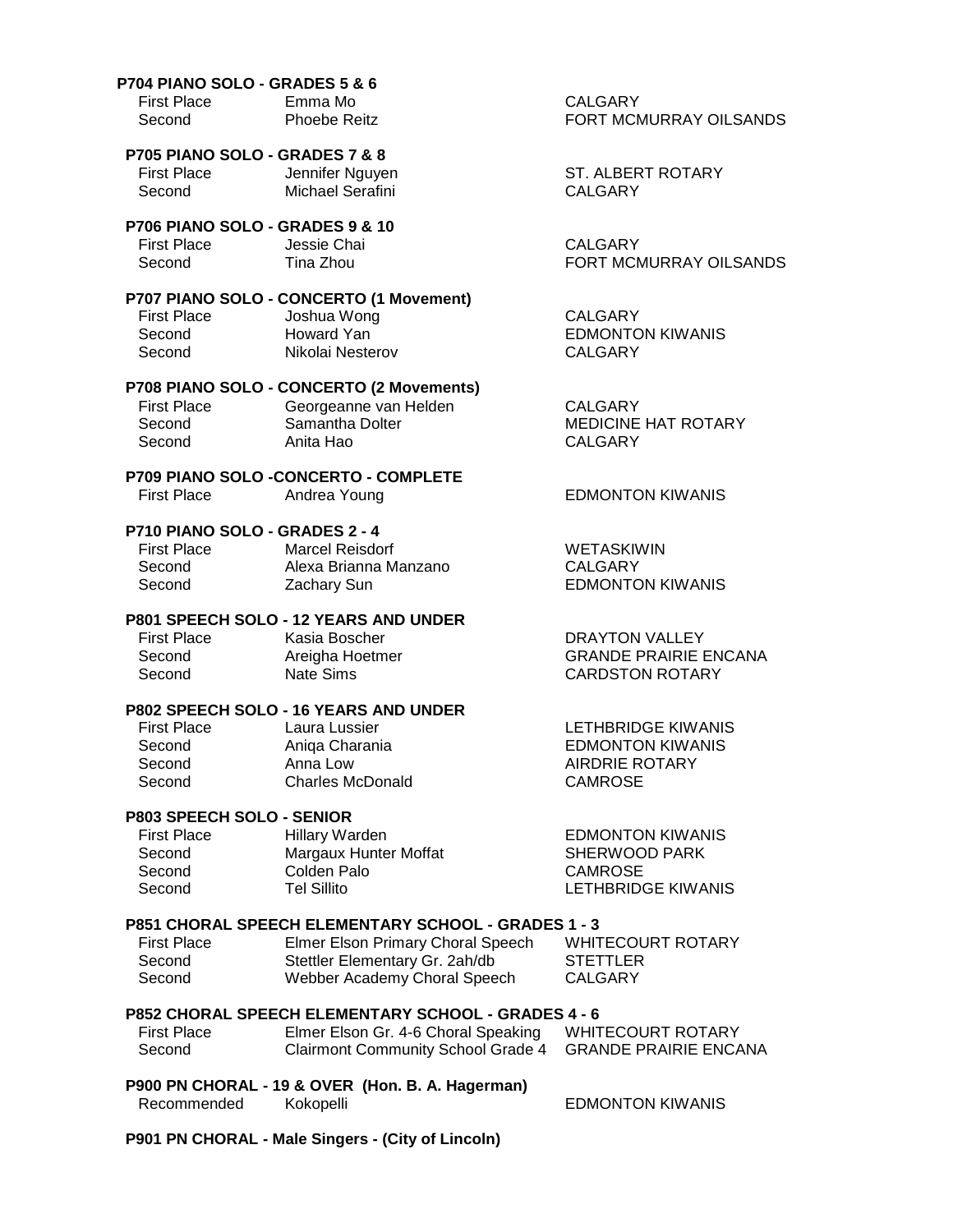**P704 PIANO SOLO - GRADES 5 & 6**

| | | |
|---|---|---|
| First Place | Emma Mo | CALGARY |
| Second | Phoebe Reitz | FORT MCMURRAY OILSANDS |

**P705 PIANO SOLO - GRADES 7 & 8**

| | | |
|---|---|---|
| First Place | Jennifer Nguyen | ST. ALBERT ROTARY |
| Second | Michael Serafini | CALGARY |

**P706 PIANO SOLO - GRADES 9 & 10**

| | | |
|---|---|---|
| First Place | Jessie Chai | CALGARY |
| Second | Tina Zhou | FORT MCMURRAY OILSANDS |

**P707 PIANO SOLO - CONCERTO (1 Movement)**

| | | |
|---|---|---|
| First Place | Joshua Wong | CALGARY |
| Second | Howard Yan | EDMONTON KIWANIS |
| Second | Nikolai Nesterov | CALGARY |

**P708 PIANO SOLO - CONCERTO (2 Movements)**

| | | |
|---|---|---|
| First Place | Georgeanne van Helden | CALGARY |
| Second | Samantha Dolter | MEDICINE HAT ROTARY |
| Second | Anita Hao | CALGARY |

**P709 PIANO SOLO -CONCERTO - COMPLETE**

| | | |
|---|---|---|
| First Place | Andrea Young | EDMONTON KIWANIS |

**P710 PIANO SOLO - GRADES 2 - 4**

| | | |
|---|---|---|
| First Place | Marcel Reisdorf | WETASKIWIN |
| Second | Alexa Brianna Manzano | CALGARY |
| Second | Zachary Sun | EDMONTON KIWANIS |

**P801 SPEECH SOLO - 12 YEARS AND UNDER**

| | | |
|---|---|---|
| First Place | Kasia Boscher | DRAYTON VALLEY |
| Second | Areigha Hoetmer | GRANDE PRAIRIE ENCANA |
| Second | Nate Sims | CARDSTON ROTARY |

**P802 SPEECH SOLO - 16 YEARS AND UNDER**

| | | |
|---|---|---|
| First Place | Laura Lussier | LETHBRIDGE KIWANIS |
| Second | Aniqa Charania | EDMONTON KIWANIS |
| Second | Anna Low | AIRDRIE ROTARY |
| Second | Charles McDonald | CAMROSE |

**P803 SPEECH SOLO - SENIOR**

| | | |
|---|---|---|
| First Place | Hillary Warden | EDMONTON KIWANIS |
| Second | Margaux Hunter Moffat | SHERWOOD PARK |
| Second | Colden Palo | CAMROSE |
| Second | Tel Sillito | LETHBRIDGE KIWANIS |

**P851 CHORAL SPEECH ELEMENTARY SCHOOL - GRADES 1 - 3**

| | | |
|---|---|---|
| First Place | Elmer Elson Primary Choral Speech | WHITECOURT ROTARY |
| Second | Stettler Elementary Gr. 2ah/db | STETTLER |
| Second | Webber Academy Choral Speech | CALGARY |

**P852 CHORAL SPEECH ELEMENTARY SCHOOL - GRADES 4 - 6**

| | | |
|---|---|---|
| First Place | Elmer Elson Gr. 4-6 Choral Speaking | WHITECOURT ROTARY |
| Second | Clairmont Community School Grade 4 | GRANDE PRAIRIE ENCANA |

**P900 PN CHORAL - 19 & OVER (Hon. B. A. Hagerman)**

| | | |
|---|---|---|
| Recommended | Kokopelli | EDMONTON KIWANIS |

**P901 PN CHORAL - Male Singers - (City of Lincoln)**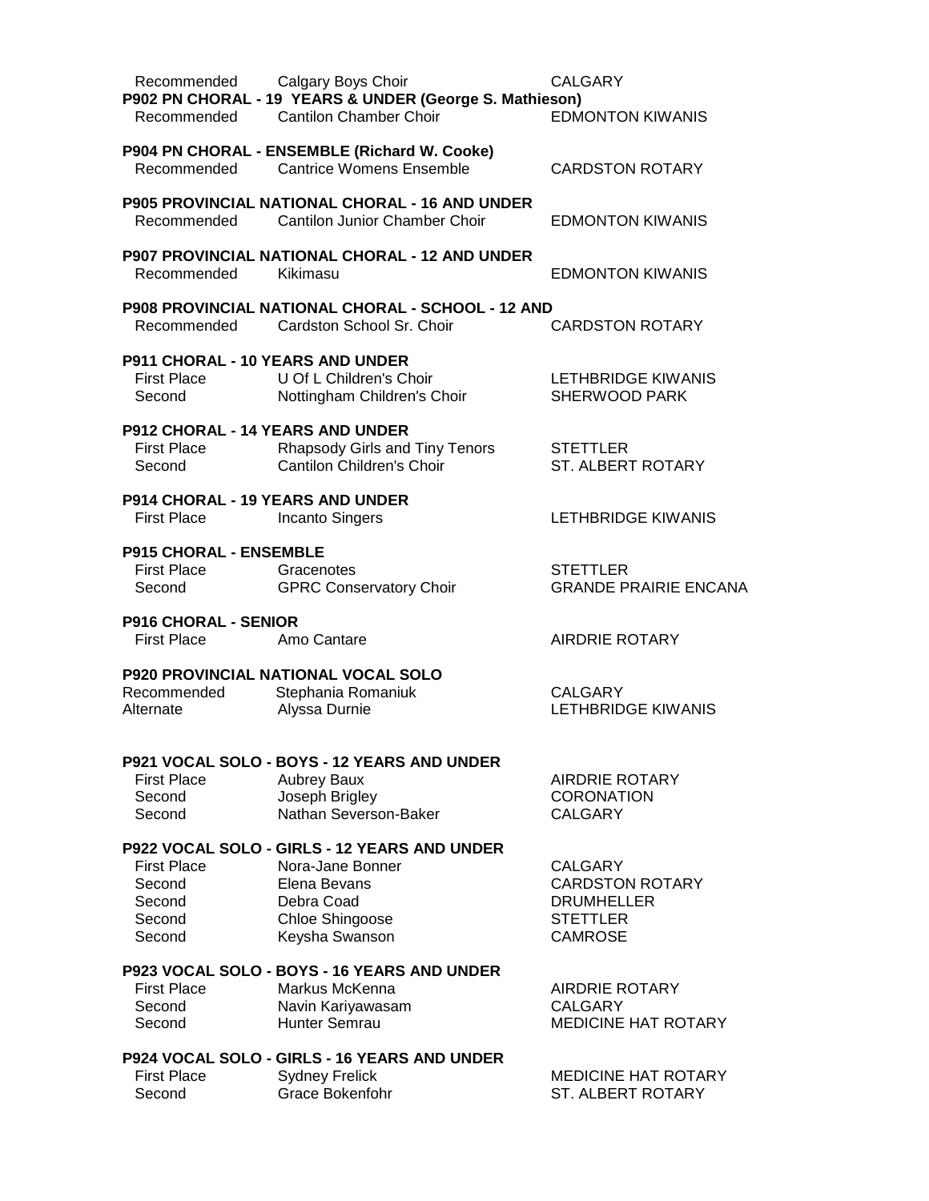| | | |
|---|---|---|
| Recommended | Calgary Boys Choir | CALGARY |

**P902 PN CHORAL - 19 YEARS & UNDER (George S. Mathieson)**

| | | |
|---|---|---|
| Recommended | Cantilon Chamber Choir | EDMONTON KIWANIS |

**P904 PN CHORAL - ENSEMBLE (Richard W. Cooke)**

| | | |
|---|---|---|
| Recommended | Cantrice Womens Ensemble | CARDSTON ROTARY |

**P905 PROVINCIAL NATIONAL CHORAL - 16 AND UNDER**

| | | |
|---|---|---|
| Recommended | Cantilon Junior Chamber Choir | EDMONTON KIWANIS |

**P907 PROVINCIAL NATIONAL CHORAL - 12 AND UNDER**

| | | |
|---|---|---|
| Recommended | Kikimasu | EDMONTON KIWANIS |

**P908 PROVINCIAL NATIONAL CHORAL - SCHOOL - 12 AND**

| | | |
|---|---|---|
| Recommended | Cardston School Sr. Choir | CARDSTON ROTARY |

**P911 CHORAL - 10 YEARS AND UNDER**

| | | |
|---|---|---|
| First Place | U Of L Children's Choir | LETHBRIDGE KIWANIS |
| Second | Nottingham Children's Choir | SHERWOOD PARK |

**P912 CHORAL - 14 YEARS AND UNDER**

| | | |
|---|---|---|
| First Place | Rhapsody Girls and Tiny Tenors | STETTLER |
| Second | Cantilon Children's Choir | ST. ALBERT ROTARY |

**P914 CHORAL - 19 YEARS AND UNDER**

| | | |
|---|---|---|
| First Place | Incanto Singers | LETHBRIDGE KIWANIS |

**P915 CHORAL - ENSEMBLE**

| | | |
|---|---|---|
| First Place | Gracenotes | STETTLER |
| Second | GPRC Conservatory Choir | GRANDE PRAIRIE ENCANA |

**P916 CHORAL - SENIOR**

| | | |
|---|---|---|
| First Place | Amo Cantare | AIRDRIE ROTARY |

**P920 PROVINCIAL NATIONAL VOCAL SOLO**

| | | |
|---|---|---|
| Recommended | Stephania Romaniuk | CALGARY |
| Alternate | Alyssa Durnie | LETHBRIDGE KIWANIS |

**P921 VOCAL SOLO - BOYS - 12 YEARS AND UNDER**

| | | |
|---|---|---|
| First Place | Aubrey Baux | AIRDRIE ROTARY |
| Second | Joseph Brigley | CORONATION |
| Second | Nathan Severson-Baker | CALGARY |

**P922 VOCAL SOLO - GIRLS - 12 YEARS AND UNDER**

| | | |
|---|---|---|
| First Place | Nora-Jane Bonner | CALGARY |
| Second | Elena Bevans | CARDSTON ROTARY |
| Second | Debra Coad | DRUMHELLER |
| Second | Chloe Shingoose | STETTLER |
| Second | Keysha Swanson | CAMROSE |

**P923 VOCAL SOLO - BOYS - 16 YEARS AND UNDER**

| | | |
|---|---|---|
| First Place | Markus McKenna | AIRDRIE ROTARY |
| Second | Navin Kariyawasam | CALGARY |
| Second | Hunter Semrau | MEDICINE HAT ROTARY |

**P924 VOCAL SOLO - GIRLS - 16 YEARS AND UNDER**

| | | |
|---|---|---|
| First Place | Sydney Frelick | MEDICINE HAT ROTARY |
| Second | Grace Bokenfohr | ST. ALBERT ROTARY |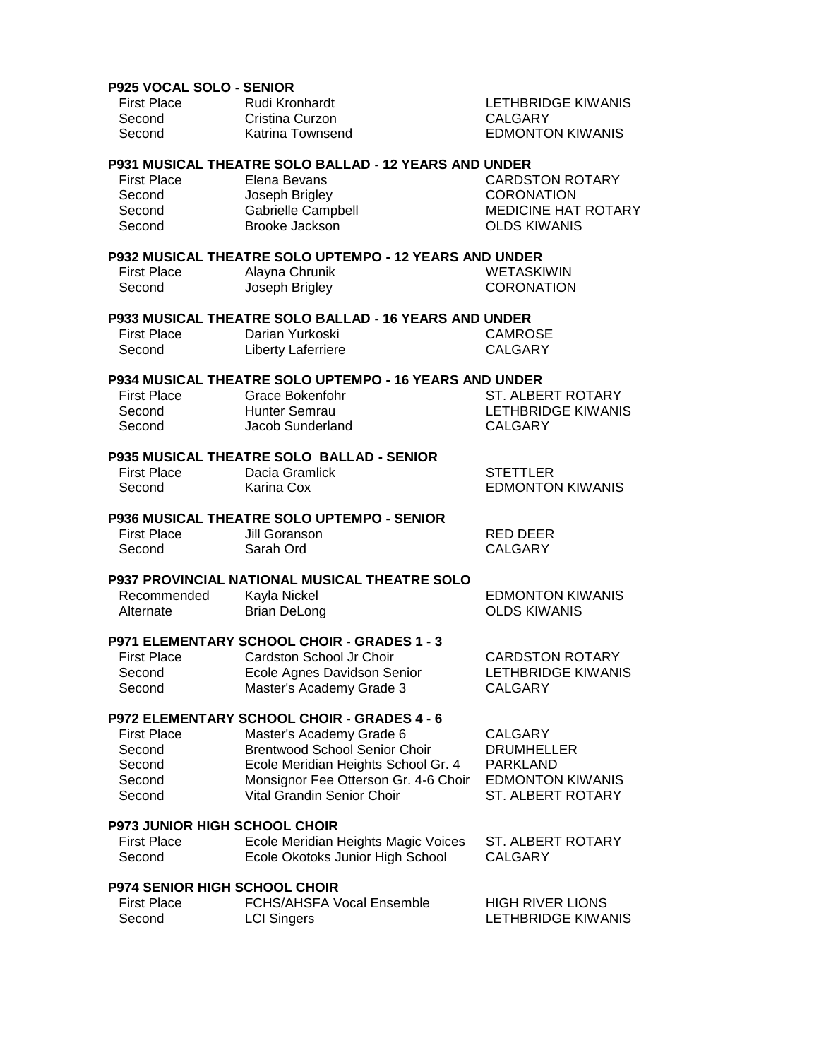### P925 VOCAL SOLO - SENIOR

| | | |
|---|---|---|
| First Place | Rudi Kronhardt | LETHBRIDGE KIWANIS |
| Second | Cristina Curzon | CALGARY |
| Second | Katrina Townsend | EDMONTON KIWANIS |

### P931 MUSICAL THEATRE SOLO BALLAD - 12 YEARS AND UNDER

| | | |
|---|---|---|
| First Place | Elena Bevans | CARDSTON ROTARY |
| Second | Joseph Brigley | CORONATION |
| Second | Gabrielle Campbell | MEDICINE HAT ROTARY |
| Second | Brooke Jackson | OLDS KIWANIS |

### P932 MUSICAL THEATRE SOLO UPTEMPO - 12 YEARS AND UNDER

| | | |
|---|---|---|
| First Place | Alayna Chrunik | WETASKIWIN |
| Second | Joseph Brigley | CORONATION |

### P933 MUSICAL THEATRE SOLO BALLAD - 16 YEARS AND UNDER

| | | |
|---|---|---|
| First Place | Darian Yurkoski | CAMROSE |
| Second | Liberty Laferriere | CALGARY |

### P934 MUSICAL THEATRE SOLO UPTEMPO - 16 YEARS AND UNDER

| | | |
|---|---|---|
| First Place | Grace Bokenfohr | ST. ALBERT ROTARY |
| Second | Hunter Semrau | LETHBRIDGE KIWANIS |
| Second | Jacob Sunderland | CALGARY |

### P935 MUSICAL THEATRE SOLO BALLAD - SENIOR

| | | |
|---|---|---|
| First Place | Dacia Gramlick | STETTLER |
| Second | Karina Cox | EDMONTON KIWANIS |

### P936 MUSICAL THEATRE SOLO UPTEMPO - SENIOR

| | | |
|---|---|---|
| First Place | Jill Goranson | RED DEER |
| Second | Sarah Ord | CALGARY |

### P937 PROVINCIAL NATIONAL MUSICAL THEATRE SOLO

| | | |
|---|---|---|
| Recommended | Kayla Nickel | EDMONTON KIWANIS |
| Alternate | Brian DeLong | OLDS KIWANIS |

### P971 ELEMENTARY SCHOOL CHOIR - GRADES 1 - 3

| | | |
|---|---|---|
| First Place | Cardston School Jr Choir | CARDSTON ROTARY |
| Second | Ecole Agnes Davidson Senior | LETHBRIDGE KIWANIS |
| Second | Master's Academy Grade 3 | CALGARY |

### P972 ELEMENTARY SCHOOL CHOIR - GRADES 4 - 6

| | | |
|---|---|---|
| First Place | Master's Academy Grade 6 | CALGARY |
| Second | Brentwood School Senior Choir | DRUMHELLER |
| Second | Ecole Meridian Heights School Gr. 4 | PARKLAND |
| Second | Monsignor Fee Otterson Gr. 4-6 Choir | EDMONTON KIWANIS |
| Second | Vital Grandin Senior Choir | ST. ALBERT ROTARY |

### P973 JUNIOR HIGH SCHOOL CHOIR

| | | |
|---|---|---|
| First Place | Ecole Meridian Heights Magic Voices | ST. ALBERT ROTARY |
| Second | Ecole Okotoks Junior High School | CALGARY |

### P974 SENIOR HIGH SCHOOL CHOIR

| | | |
|---|---|---|
| First Place | FCHS/AHSFA Vocal Ensemble | HIGH RIVER LIONS |
| Second | LCI Singers | LETHBRIDGE KIWANIS |